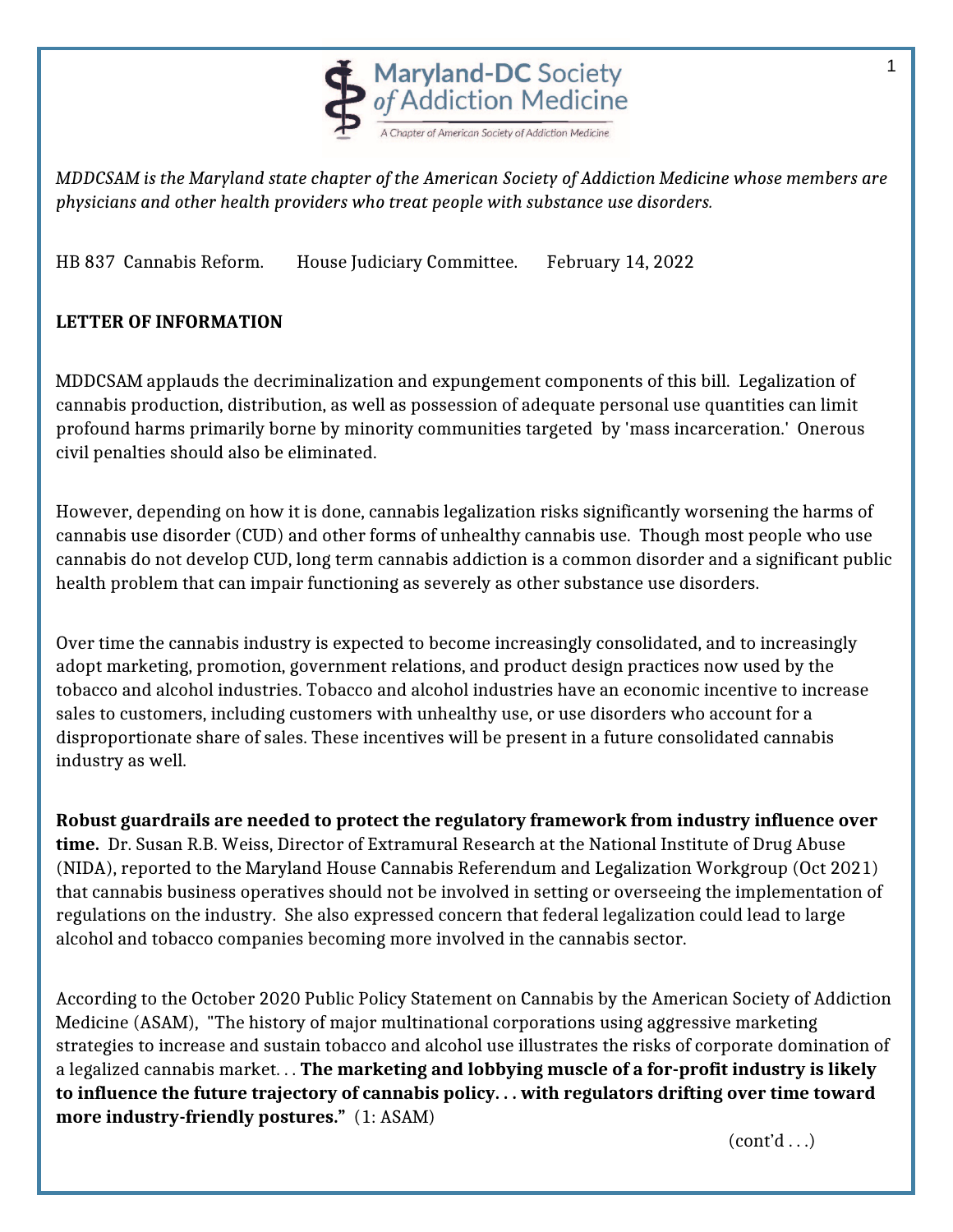Maryland-DC Society *of* Addiction Medicine

A Chapter of American Society of Addiction Medicine

*MDDCSAM is the Maryland state chapter of the American Society of Addiction Medicine whose members are physicians and other health providers who treat people with substance use disorders.*

HB 837 Cannabis Reform. House Judiciary Committee. February 14, 2022

**LETTER OF INFORMATION**

MDDCSAM applauds the decriminalization and expungement components of this bill. Legalization of cannabis production, distribution, as well as possession of adequate personal use quantities can limit profound harms primarily borne by minority communities targeted by 'mass incarceration.' Onerous civil penalties should also be eliminated.

However, depending on how it is done, cannabis legalization risks significantly worsening the harms of cannabis use disorder (CUD) and other forms of unhealthy cannabis use. Though most people who use cannabis do not develop CUD, long term cannabis addiction is a common disorder and a significant public health problem that can impair functioning as severely as other substance use disorders.

Over time the cannabis industry is expected to become increasingly consolidated, and to increasingly adopt marketing, promotion, government relations, and product design practices now used by the tobacco and alcohol industries. Tobacco and alcohol industries have an economic incentive to increase sales to customers, including customers with unhealthy use, or use disorders who account for a disproportionate share of sales. These incentives will be present in a future consolidated cannabis industry as well.

**Robust guardrails are needed to protect the regulatory framework from industry influence over time.** Dr. Susan R.B. Weiss, Director of Extramural Research at the National Institute of Drug Abuse (NIDA), reported to the Maryland House Cannabis Referendum and Legalization Workgroup (Oct 2021) that cannabis business operatives should not be involved in setting or overseeing the implementation of regulations on the industry. She also expressed concern that federal legalization could lead to large alcohol and tobacco companies becoming more involved in the cannabis sector.

According to the October 2020 Public Policy Statement on Cannabis by the American Society of Addiction Medicine (ASAM), "The history of major multinational corporations using aggressive marketing strategies to increase and sustain tobacco and alcohol use illustrates the risks of corporate domination of a legalized cannabis market. . . **The marketing and lobbying muscle of a for-profit industry is likely to influence the future trajectory of cannabis policy. . . with regulators drifting over time toward more industry-friendly postures."** (1: ASAM)

(cont'd . . .)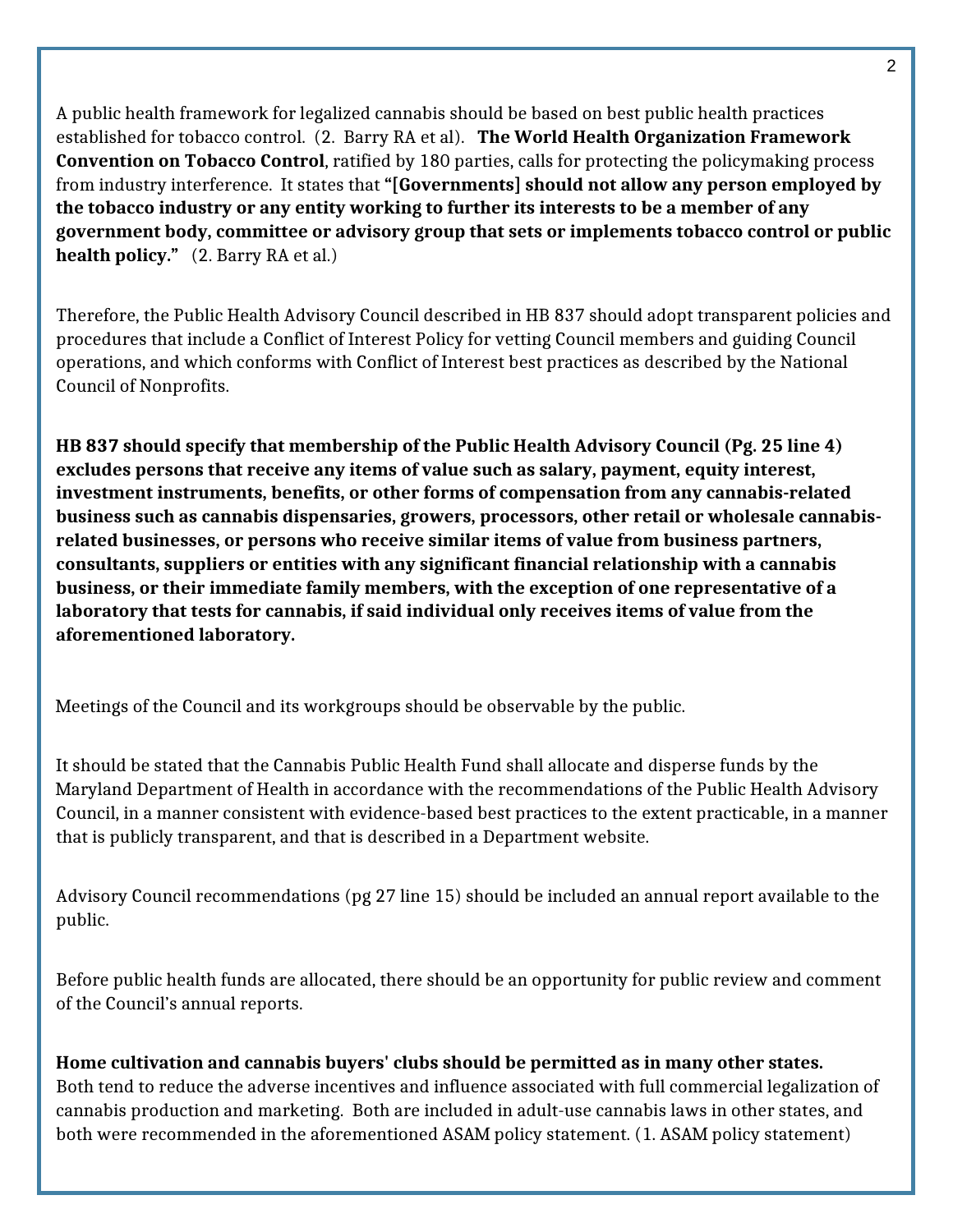A public health framework for legalized cannabis should be based on best public health practices established for tobacco control. (2. Barry RA et al). **The World Health Organization Framework Convention on Tobacco Control**, ratified by 180 parties, calls for protecting the policymaking process from industry interference. It states that **"[Governments] should not allow any person employed by the tobacco industry or any entity working to further its interests to be a member of any government body, committee or advisory group that sets or implements tobacco control or public health policy."** (2. Barry RA et al.)

Therefore, the Public Health Advisory Council described in HB 837 should adopt transparent policies and procedures that include a Conflict of Interest Policy for vetting Council members and guiding Council operations, and which conforms with Conflict of Interest best practices as described by the National Council of Nonprofits.

**HB 837 should specify that membership of the Public Health Advisory Council (Pg. 25 line 4) excludes persons that receive any items of value such as salary, payment, equity interest, investment instruments, benefits, or other forms of compensation from any cannabis-related business such as cannabis dispensaries, growers, processors, other retail or wholesale cannabis-related businesses, or persons who receive similar items of value from business partners, consultants, suppliers or entities with any significant financial relationship with a cannabis business, or their immediate family members, with the exception of one representative of a laboratory that tests for cannabis, if said individual only receives items of value from the aforementioned laboratory.**

Meetings of the Council and its workgroups should be observable by the public.

It should be stated that the Cannabis Public Health Fund shall allocate and disperse funds by the Maryland Department of Health in accordance with the recommendations of the Public Health Advisory Council, in a manner consistent with evidence-based best practices to the extent practicable, in a manner that is publicly transparent, and that is described in a Department website.

Advisory Council recommendations (pg 27 line 15) should be included an annual report available to the public.

Before public health funds are allocated, there should be an opportunity for public review and comment of the Council's annual reports.

**Home cultivation and cannabis buyers' clubs should be permitted as in many other states.** Both tend to reduce the adverse incentives and influence associated with full commercial legalization of cannabis production and marketing. Both are included in adult-use cannabis laws in other states, and both were recommended in the aforementioned ASAM policy statement. (1. ASAM policy statement)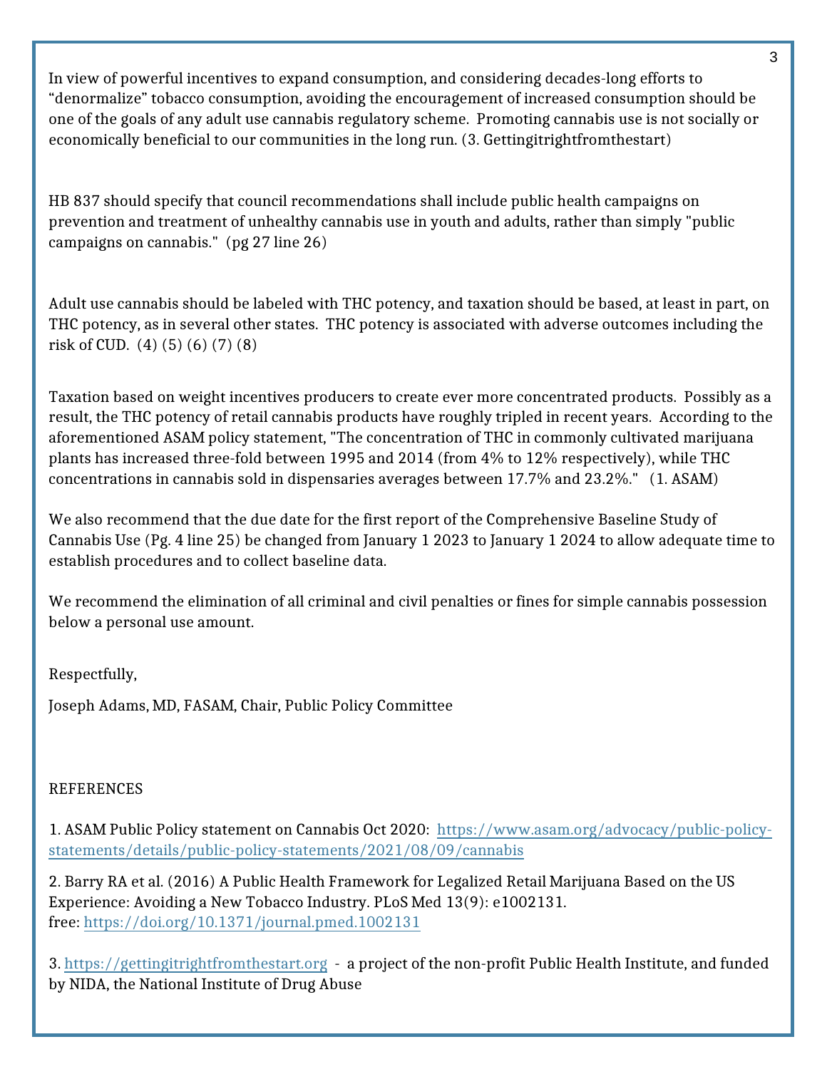In view of powerful incentives to expand consumption, and considering decades-long efforts to "denormalize" tobacco consumption, avoiding the encouragement of increased consumption should be one of the goals of any adult use cannabis regulatory scheme.  Promoting cannabis use is not socially or economically beneficial to our communities in the long run. (3. Gettingitrightfromthestart)

HB 837 should specify that council recommendations shall include public health campaigns on prevention and treatment of unhealthy cannabis use in youth and adults, rather than simply "public campaigns on cannabis."  (pg 27 line 26)

Adult use cannabis should be labeled with THC potency, and taxation should be based, at least in part, on THC potency, as in several other states.  THC potency is associated with adverse outcomes including the risk of CUD.  (4) (5) (6) (7) (8)

Taxation based on weight incentives producers to create ever more concentrated products.  Possibly as a result, the THC potency of retail cannabis products have roughly tripled in recent years.  According to the aforementioned ASAM policy statement, "The concentration of THC in commonly cultivated marijuana plants has increased three-fold between 1995 and 2014 (from 4% to 12% respectively), while THC concentrations in cannabis sold in dispensaries averages between 17.7% and 23.2%."   (1. ASAM)

We also recommend that the due date for the first report of the Comprehensive Baseline Study of Cannabis Use (Pg. 4 line 25) be changed from January 1 2023 to January 1 2024 to allow adequate time to establish procedures and to collect baseline data.

We recommend the elimination of all criminal and civil penalties or fines for simple cannabis possession below a personal use amount.

Respectfully,

Joseph Adams, MD, FASAM, Chair, Public Policy Committee

REFERENCES

1. ASAM Public Policy statement on Cannabis Oct 2020:  https://www.asam.org/advocacy/public-policy-statements/details/public-policy-statements/2021/08/09/cannabis

2. Barry RA et al. (2016) A Public Health Framework for Legalized Retail Marijuana Based on the US Experience: Avoiding a New Tobacco Industry. PLoS Med 13(9): e1002131.
free: https://doi.org/10.1371/journal.pmed.1002131

3. https://gettingitrightfromthestart.org  - a project of the non-profit Public Health Institute, and funded by NIDA, the National Institute of Drug Abuse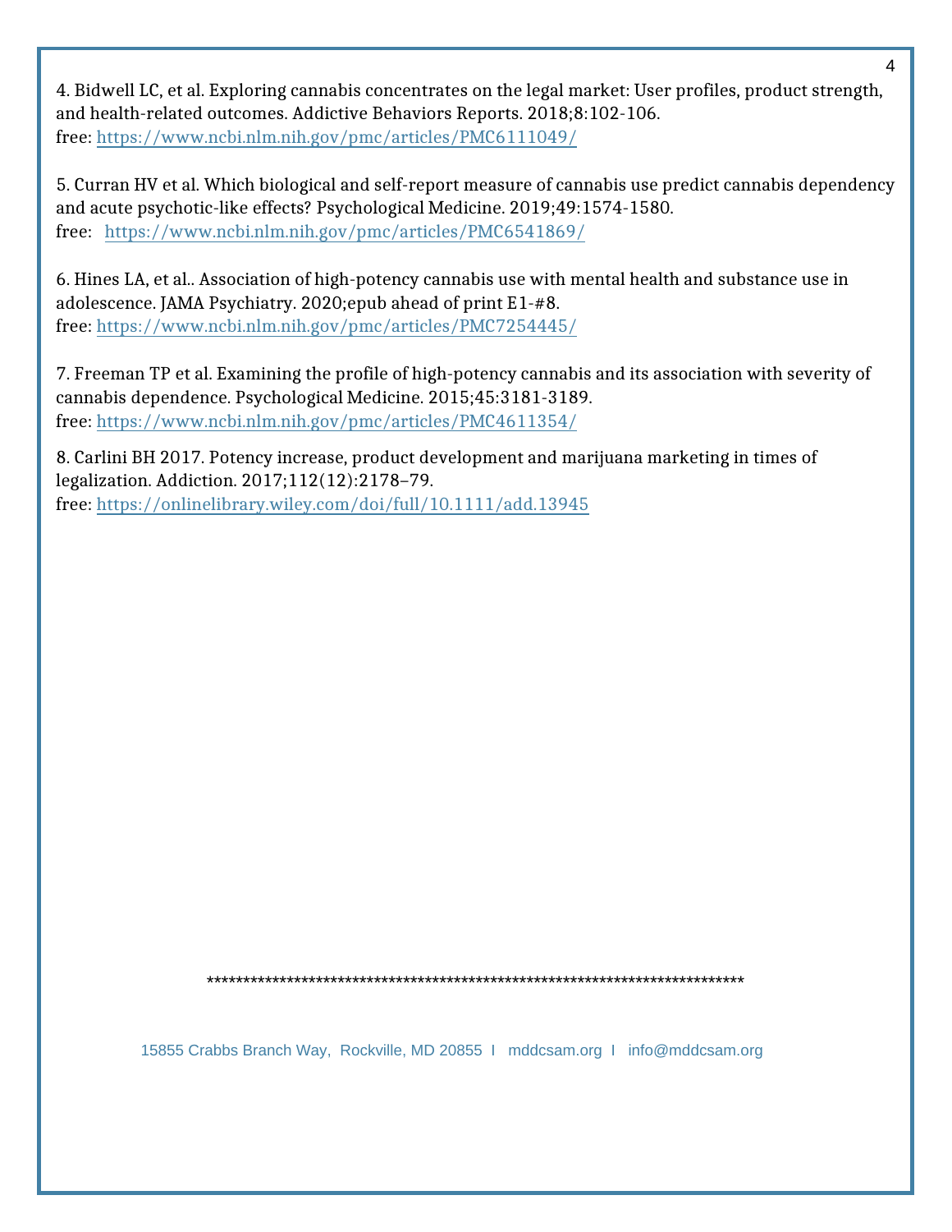4. Bidwell LC, et al. Exploring cannabis concentrates on the legal market: User profiles, product strength, and health-related outcomes. Addictive Behaviors Reports. 2018;8:102-106.
free: https://www.ncbi.nlm.nih.gov/pmc/articles/PMC6111049/

5. Curran HV et al. Which biological and self-report measure of cannabis use predict cannabis dependency and acute psychotic-like effects? Psychological Medicine. 2019;49:1574-1580.
free: https://www.ncbi.nlm.nih.gov/pmc/articles/PMC6541869/

6. Hines LA, et al.. Association of high-potency cannabis use with mental health and substance use in adolescence. JAMA Psychiatry. 2020;epub ahead of print E1-#8.
free: https://www.ncbi.nlm.nih.gov/pmc/articles/PMC7254445/

7. Freeman TP et al. Examining the profile of high-potency cannabis and its association with severity of cannabis dependence. Psychological Medicine. 2015;45:3181-3189.
free: https://www.ncbi.nlm.nih.gov/pmc/articles/PMC4611354/

8. Carlini BH 2017. Potency increase, product development and marijuana marketing in times of legalization. Addiction. 2017;112(12):2178–79.
free: https://onlinelibrary.wiley.com/doi/full/10.1111/add.13945

*****************************************************************************

15855 Crabbs Branch Way, Rockville, MD 20855 I mddcsam.org I info@mddcsam.org